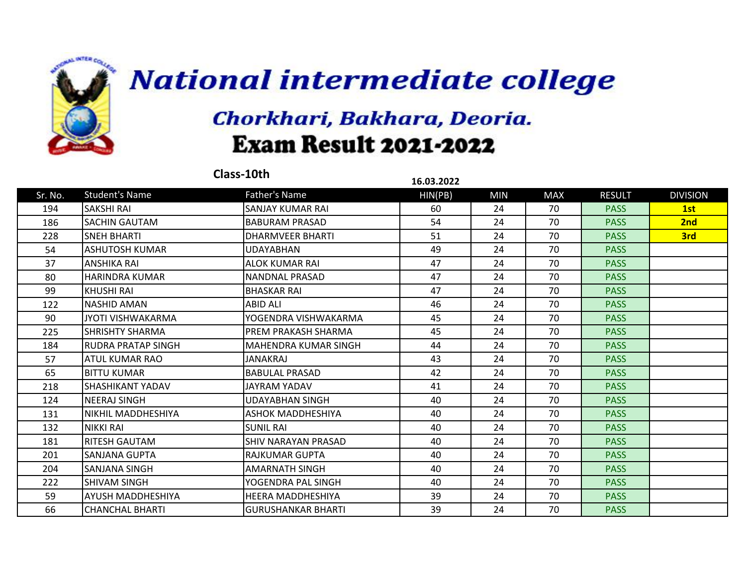# National intermediate college

## Chorkhari, Bakhara, Deoria.

## Exam Result 2021-2022

**Class-10th**

**16.03.2022**

| Sr. No. | Student's Name | Father's Name | HIN(PB) | MIN | MAX | RESULT | DIVISION |
|---|---|---|---|---|---|---|---|
| 194 | SAKSHI RAI | SANJAY KUMAR RAI | 60 | 24 | 70 | PASS | **1st** |
| 186 | SACHIN GAUTAM | BABURAM PRASAD | 54 | 24 | 70 | PASS | **2nd** |
| 228 | SNEH BHARTI | DHARMVEER BHARTI | 51 | 24 | 70 | PASS | **3rd** |
| 54 | ASHUTOSH KUMAR | UDAYABHAN | 49 | 24 | 70 | PASS | |
| 37 | ANSHIKA RAI | ALOK KUMAR RAI | 47 | 24 | 70 | PASS | |
| 80 | HARINDRA KUMAR | NANDNAL PRASAD | 47 | 24 | 70 | PASS | |
| 99 | KHUSHI RAI | BHASKAR RAI | 47 | 24 | 70 | PASS | |
| 122 | NASHID AMAN | ABID ALI | 46 | 24 | 70 | PASS | |
| 90 | JYOTI VISHWAKARMA | YOGENDRA VISHWAKARMA | 45 | 24 | 70 | PASS | |
| 225 | SHRISHTY SHARMA | PREM PRAKASH SHARMA | 45 | 24 | 70 | PASS | |
| 184 | RUDRA PRATAP SINGH | MAHENDRA KUMAR SINGH | 44 | 24 | 70 | PASS | |
| 57 | ATUL KUMAR RAO | JANAKRAJ | 43 | 24 | 70 | PASS | |
| 65 | BITTU KUMAR | BABULAL PRASAD | 42 | 24 | 70 | PASS | |
| 218 | SHASHIKANT YADAV | JAYRAM YADAV | 41 | 24 | 70 | PASS | |
| 124 | NEERAJ SINGH | UDAYABHAN SINGH | 40 | 24 | 70 | PASS | |
| 131 | NIKHIL MADDHESHIYA | ASHOK MADDHESHIYA | 40 | 24 | 70 | PASS | |
| 132 | NIKKI RAI | SUNIL RAI | 40 | 24 | 70 | PASS | |
| 181 | RITESH GAUTAM | SHIV NARAYAN PRASAD | 40 | 24 | 70 | PASS | |
| 201 | SANJANA GUPTA | RAJKUMAR GUPTA | 40 | 24 | 70 | PASS | |
| 204 | SANJANA SINGH | AMARNATH SINGH | 40 | 24 | 70 | PASS | |
| 222 | SHIVAM SINGH | YOGENDRA PAL SINGH | 40 | 24 | 70 | PASS | |
| 59 | AYUSH MADDHESHIYA | HEERA MADDHESHIYA | 39 | 24 | 70 | PASS | |
| 66 | CHANCHAL BHARTI | GURUSHANKAR BHARTI | 39 | 24 | 70 | PASS | |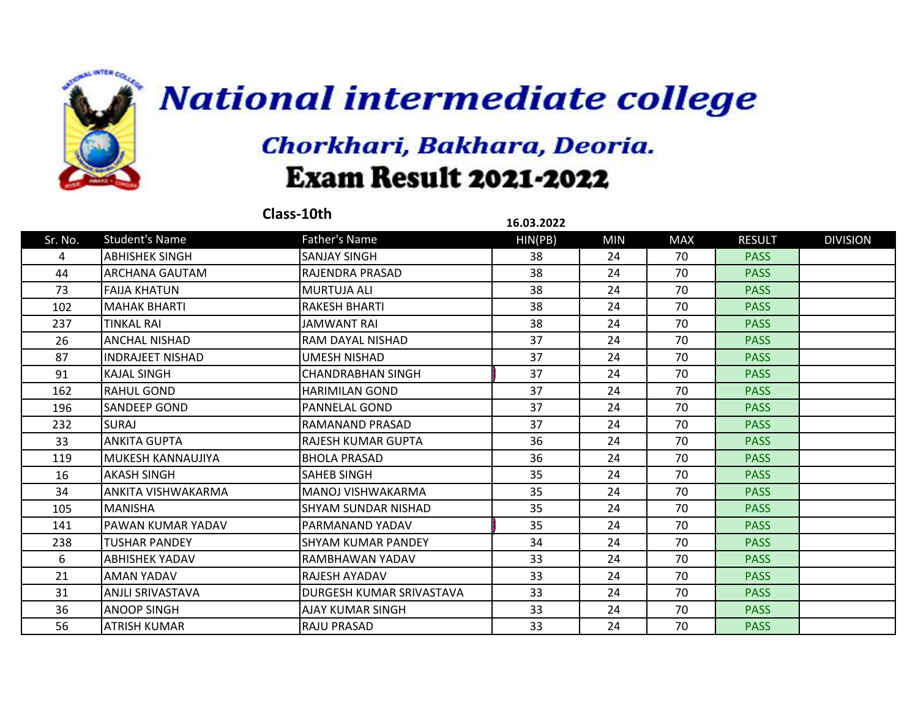# National intermediate college

## Chorkhari, Bakhara, Deoria.

## Exam Result 2021-2022

**Class-10th**

**16.03.2022**

| Sr. No. | Student's Name | Father's Name | HIN(PB) | MIN | MAX | RESULT | DIVISION |
|---|---|---|---|---|---|---|---|
| 4 | ABHISHEK SINGH | SANJAY SINGH | 38 | 24 | 70 | PASS | |
| 44 | ARCHANA GAUTAM | RAJENDRA PRASAD | 38 | 24 | 70 | PASS | |
| 73 | FAIJA KHATUN | MURTUJA ALI | 38 | 24 | 70 | PASS | |
| 102 | MAHAK BHARTI | RAKESH BHARTI | 38 | 24 | 70 | PASS | |
| 237 | TINKAL RAI | JAMWANT RAI | 38 | 24 | 70 | PASS | |
| 26 | ANCHAL NISHAD | RAM DAYAL NISHAD | 37 | 24 | 70 | PASS | |
| 87 | INDRAJEET NISHAD | UMESH NISHAD | 37 | 24 | 70 | PASS | |
| 91 | KAJAL SINGH | CHANDRABHAN SINGH | 37 | 24 | 70 | PASS | |
| 162 | RAHUL GOND | HARIMILAN GOND | 37 | 24 | 70 | PASS | |
| 196 | SANDEEP GOND | PANNELAL GOND | 37 | 24 | 70 | PASS | |
| 232 | SURAJ | RAMANAND PRASAD | 37 | 24 | 70 | PASS | |
| 33 | ANKITA GUPTA | RAJESH KUMAR GUPTA | 36 | 24 | 70 | PASS | |
| 119 | MUKESH KANNAUJIYA | BHOLA PRASAD | 36 | 24 | 70 | PASS | |
| 16 | AKASH SINGH | SAHEB SINGH | 35 | 24 | 70 | PASS | |
| 34 | ANKITA VISHWAKARMA | MANOJ VISHWAKARMA | 35 | 24 | 70 | PASS | |
| 105 | MANISHA | SHYAM SUNDAR NISHAD | 35 | 24 | 70 | PASS | |
| 141 | PAWAN KUMAR YADAV | PARMANAND YADAV | 35 | 24 | 70 | PASS | |
| 238 | TUSHAR PANDEY | SHYAM KUMAR PANDEY | 34 | 24 | 70 | PASS | |
| 6 | ABHISHEK YADAV | RAMBHAWAN YADAV | 33 | 24 | 70 | PASS | |
| 21 | AMAN YADAV | RAJESH AYADAV | 33 | 24 | 70 | PASS | |
| 31 | ANJLI SRIVASTAVA | DURGESH KUMAR SRIVASTAVA | 33 | 24 | 70 | PASS | |
| 36 | ANOOP SINGH | AJAY KUMAR SINGH | 33 | 24 | 70 | PASS | |
| 56 | ATRISH KUMAR | RAJU PRASAD | 33 | 24 | 70 | PASS | |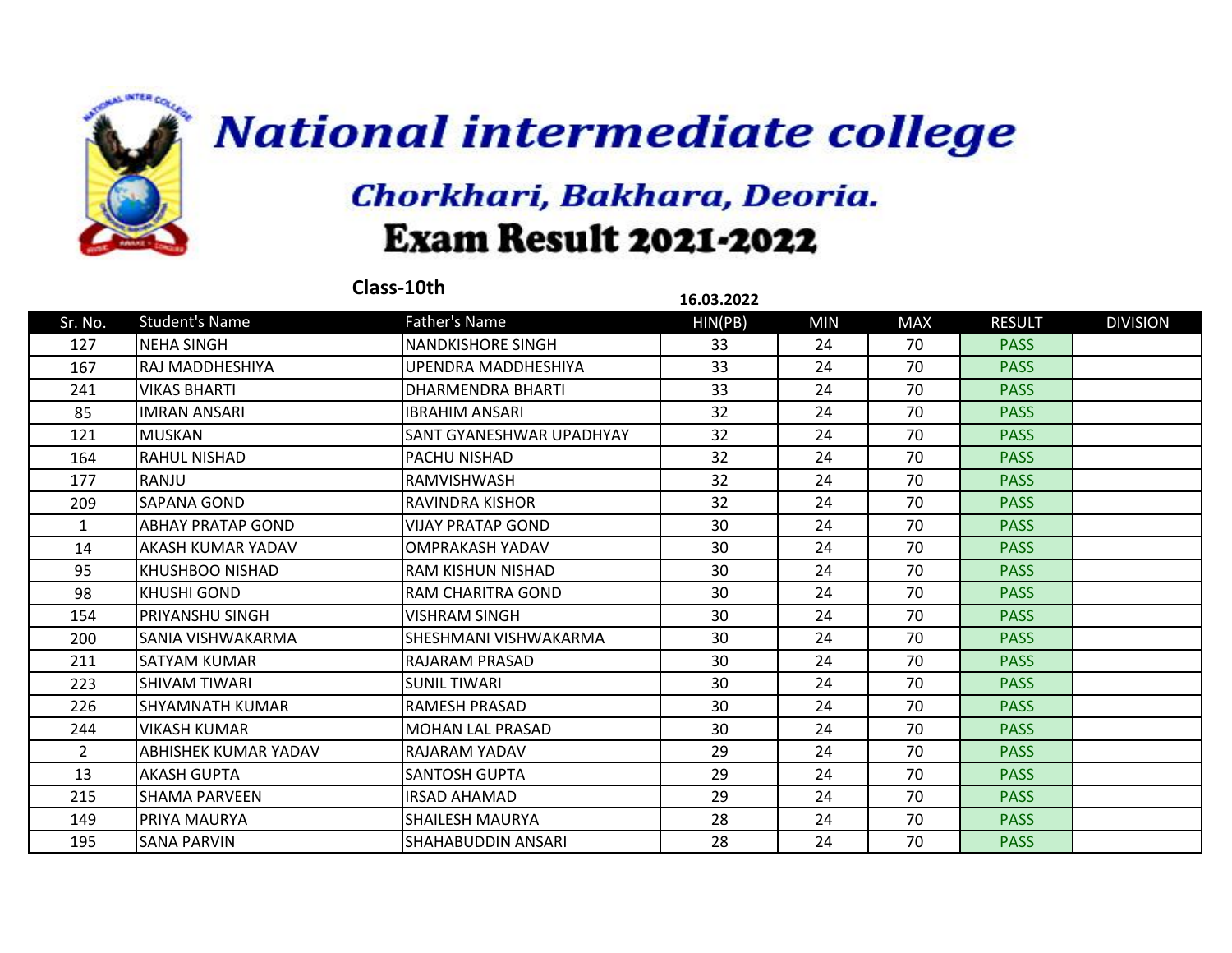# National intermediate college

## Chorkhari, Bakhara, Deoria.

## Exam Result 2021-2022

**Class-10th**

**16.03.2022**

| Sr. No. | Student's Name | Father's Name | HIN(PB) | MIN | MAX | RESULT | DIVISION |
|---|---|---|---|---|---|---|---|
| 127 | NEHA SINGH | NANDKISHORE SINGH | 33 | 24 | 70 | PASS | |
| 167 | RAJ MADDHESHIYA | UPENDRA MADDHESHIYA | 33 | 24 | 70 | PASS | |
| 241 | VIKAS BHARTI | DHARMENDRA BHARTI | 33 | 24 | 70 | PASS | |
| 85 | IMRAN ANSARI | IBRAHIM ANSARI | 32 | 24 | 70 | PASS | |
| 121 | MUSKAN | SANT GYANESHWAR UPADHYAY | 32 | 24 | 70 | PASS | |
| 164 | RAHUL NISHAD | PACHU NISHAD | 32 | 24 | 70 | PASS | |
| 177 | RANJU | RAMVISHWASH | 32 | 24 | 70 | PASS | |
| 209 | SAPANA GOND | RAVINDRA KISHOR | 32 | 24 | 70 | PASS | |
| 1 | ABHAY PRATAP GOND | VIJAY PRATAP GOND | 30 | 24 | 70 | PASS | |
| 14 | AKASH KUMAR YADAV | OMPRAKASH YADAV | 30 | 24 | 70 | PASS | |
| 95 | KHUSHBOO NISHAD | RAM KISHUN NISHAD | 30 | 24 | 70 | PASS | |
| 98 | KHUSHI GOND | RAM CHARITRA GOND | 30 | 24 | 70 | PASS | |
| 154 | PRIYANSHU SINGH | VISHRAM SINGH | 30 | 24 | 70 | PASS | |
| 200 | SANIA VISHWAKARMA | SHESHMANI VISHWAKARMA | 30 | 24 | 70 | PASS | |
| 211 | SATYAM KUMAR | RAJARAM PRASAD | 30 | 24 | 70 | PASS | |
| 223 | SHIVAM TIWARI | SUNIL TIWARI | 30 | 24 | 70 | PASS | |
| 226 | SHYAMNATH KUMAR | RAMESH PRASAD | 30 | 24 | 70 | PASS | |
| 244 | VIKASH KUMAR | MOHAN LAL PRASAD | 30 | 24 | 70 | PASS | |
| 2 | ABHISHEK KUMAR YADAV | RAJARAM YADAV | 29 | 24 | 70 | PASS | |
| 13 | AKASH GUPTA | SANTOSH GUPTA | 29 | 24 | 70 | PASS | |
| 215 | SHAMA PARVEEN | IRSAD AHAMAD | 29 | 24 | 70 | PASS | |
| 149 | PRIYA MAURYA | SHAILESH MAURYA | 28 | 24 | 70 | PASS | |
| 195 | SANA PARVIN | SHAHABUDDIN ANSARI | 28 | 24 | 70 | PASS | |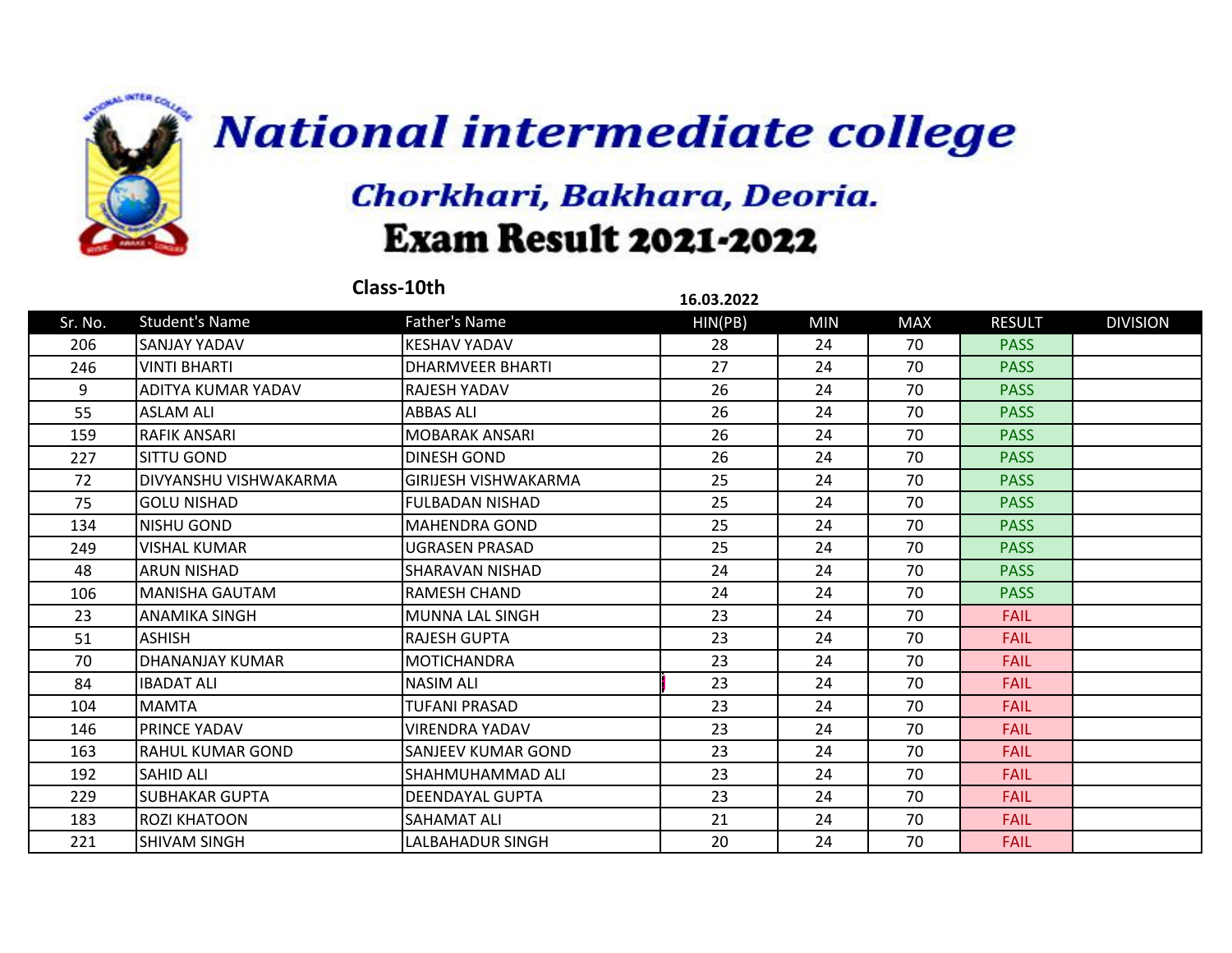# National intermediate college

## Chorkhari, Bakhara, Deoria.

## Exam Result 2021-2022

**Class-10th**

**16.03.2022**

| Sr. No. | Student's Name | Father's Name | HIN(PB) | MIN | MAX | RESULT | DIVISION |
|---|---|---|---|---|---|---|---|
| 206 | SANJAY YADAV | KESHAV YADAV | 28 | 24 | 70 | PASS | |
| 246 | VINTI BHARTI | DHARMVEER BHARTI | 27 | 24 | 70 | PASS | |
| 9 | ADITYA KUMAR YADAV | RAJESH YADAV | 26 | 24 | 70 | PASS | |
| 55 | ASLAM ALI | ABBAS ALI | 26 | 24 | 70 | PASS | |
| 159 | RAFIK ANSARI | MOBARAK ANSARI | 26 | 24 | 70 | PASS | |
| 227 | SITTU GOND | DINESH GOND | 26 | 24 | 70 | PASS | |
| 72 | DIVYANSHU VISHWAKARMA | GIRIJESH VISHWAKARMA | 25 | 24 | 70 | PASS | |
| 75 | GOLU NISHAD | FULBADAN NISHAD | 25 | 24 | 70 | PASS | |
| 134 | NISHU GOND | MAHENDRA GOND | 25 | 24 | 70 | PASS | |
| 249 | VISHAL KUMAR | UGRASEN PRASAD | 25 | 24 | 70 | PASS | |
| 48 | ARUN NISHAD | SHARAVAN NISHAD | 24 | 24 | 70 | PASS | |
| 106 | MANISHA GAUTAM | RAMESH CHAND | 24 | 24 | 70 | PASS | |
| 23 | ANAMIKA SINGH | MUNNA LAL SINGH | 23 | 24 | 70 | FAIL | |
| 51 | ASHISH | RAJESH GUPTA | 23 | 24 | 70 | FAIL | |
| 70 | DHANANJAY KUMAR | MOTICHANDRA | 23 | 24 | 70 | FAIL | |
| 84 | IBADAT ALI | NASIM ALI | 23 | 24 | 70 | FAIL | |
| 104 | MAMTA | TUFANI PRASAD | 23 | 24 | 70 | FAIL | |
| 146 | PRINCE YADAV | VIRENDRA YADAV | 23 | 24 | 70 | FAIL | |
| 163 | RAHUL KUMAR GOND | SANJEEV KUMAR GOND | 23 | 24 | 70 | FAIL | |
| 192 | SAHID ALI | SHAHMUHAMMAD ALI | 23 | 24 | 70 | FAIL | |
| 229 | SUBHAKAR GUPTA | DEENDAYAL GUPTA | 23 | 24 | 70 | FAIL | |
| 183 | ROZI KHATOON | SAHAMAT ALI | 21 | 24 | 70 | FAIL | |
| 221 | SHIVAM SINGH | LALBAHADUR SINGH | 20 | 24 | 70 | FAIL | |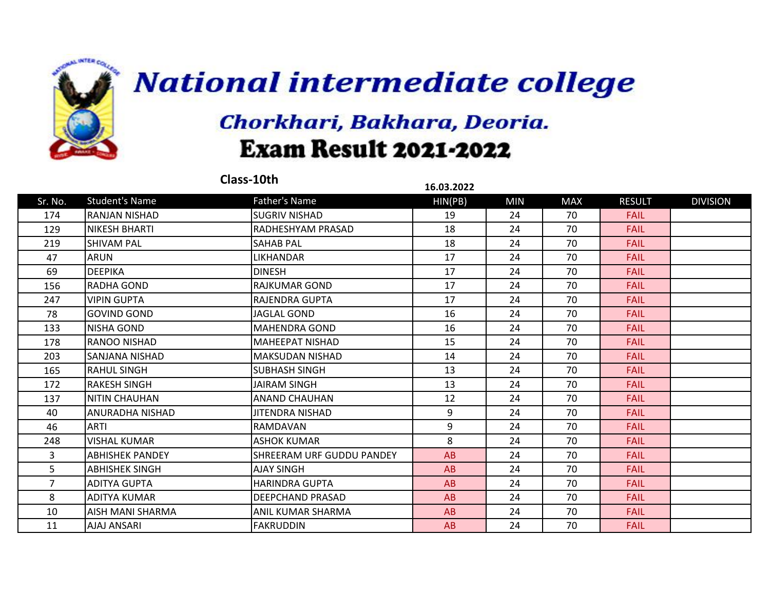# National intermediate college

## Chorkhari, Bakhara, Deoria.

## Exam Result 2021-2022

**Class-10th**

**16.03.2022**

| Sr. No. | Student's Name | Father's Name | HIN(PB) | MIN | MAX | RESULT | DIVISION |
|---|---|---|---|---|---|---|---|
| 174 | RANJAN NISHAD | SUGRIV NISHAD | 19 | 24 | 70 | FAIL | |
| 129 | NIKESH BHARTI | RADHESHYAM PRASAD | 18 | 24 | 70 | FAIL | |
| 219 | SHIVAM PAL | SAHAB PAL | 18 | 24 | 70 | FAIL | |
| 47 | ARUN | LIKHANDAR | 17 | 24 | 70 | FAIL | |
| 69 | DEEPIKA | DINESH | 17 | 24 | 70 | FAIL | |
| 156 | RADHA GOND | RAJKUMAR GOND | 17 | 24 | 70 | FAIL | |
| 247 | VIPIN GUPTA | RAJENDRA GUPTA | 17 | 24 | 70 | FAIL | |
| 78 | GOVIND GOND | JAGLAL GOND | 16 | 24 | 70 | FAIL | |
| 133 | NISHA GOND | MAHENDRA GOND | 16 | 24 | 70 | FAIL | |
| 178 | RANOO NISHAD | MAHEEPAT NISHAD | 15 | 24 | 70 | FAIL | |
| 203 | SANJANA NISHAD | MAKSUDAN NISHAD | 14 | 24 | 70 | FAIL | |
| 165 | RAHUL SINGH | SUBHASH SINGH | 13 | 24 | 70 | FAIL | |
| 172 | RAKESH SINGH | JAIRAM SINGH | 13 | 24 | 70 | FAIL | |
| 137 | NITIN CHAUHAN | ANAND CHAUHAN | 12 | 24 | 70 | FAIL | |
| 40 | ANURADHA NISHAD | JITENDRA NISHAD | 9 | 24 | 70 | FAIL | |
| 46 | ARTI | RAMDAVAN | 9 | 24 | 70 | FAIL | |
| 248 | VISHAL KUMAR | ASHOK KUMAR | 8 | 24 | 70 | FAIL | |
| 3 | ABHISHEK PANDEY | SHREERAM URF GUDDU PANDEY | AB | 24 | 70 | FAIL | |
| 5 | ABHISHEK SINGH | AJAY SINGH | AB | 24 | 70 | FAIL | |
| 7 | ADITYA GUPTA | HARINDRA GUPTA | AB | 24 | 70 | FAIL | |
| 8 | ADITYA KUMAR | DEEPCHAND PRASAD | AB | 24 | 70 | FAIL | |
| 10 | AISH MANI SHARMA | ANIL KUMAR SHARMA | AB | 24 | 70 | FAIL | |
| 11 | AJAJ ANSARI | FAKRUDDIN | AB | 24 | 70 | FAIL | |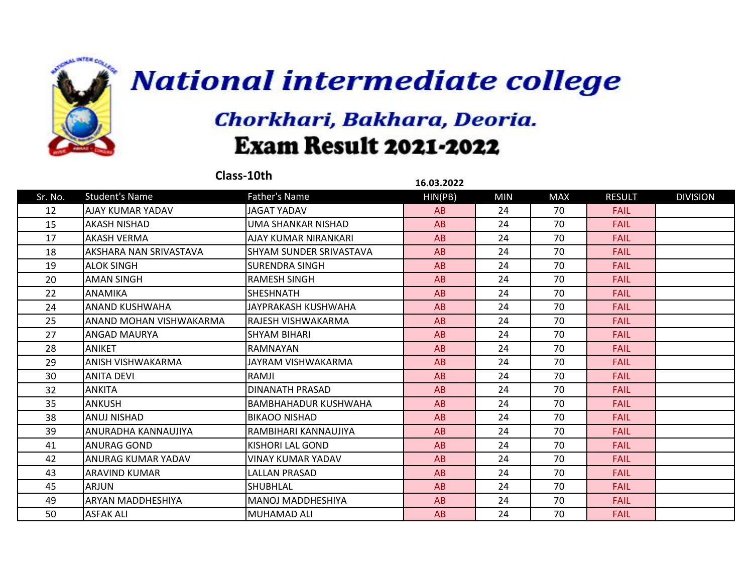# National intermediate college

## Chorkhari, Bakhara, Deoria.

## Exam Result 2021-2022

**Class-10th**

**16.03.2022**

| Sr. No. | Student's Name | Father's Name | HIN(PB) | MIN | MAX | RESULT | DIVISION |
|---|---|---|---|---|---|---|---|
| 12 | AJAY KUMAR YADAV | JAGAT YADAV | AB | 24 | 70 | FAIL | |
| 15 | AKASH NISHAD | UMA SHANKAR NISHAD | AB | 24 | 70 | FAIL | |
| 17 | AKASH VERMA | AJAY KUMAR NIRANKARI | AB | 24 | 70 | FAIL | |
| 18 | AKSHARA NAN SRIVASTAVA | SHYAM SUNDER SRIVASTAVA | AB | 24 | 70 | FAIL | |
| 19 | ALOK SINGH | SURENDRA SINGH | AB | 24 | 70 | FAIL | |
| 20 | AMAN SINGH | RAMESH SINGH | AB | 24 | 70 | FAIL | |
| 22 | ANAMIKA | SHESHNATH | AB | 24 | 70 | FAIL | |
| 24 | ANAND KUSHWAHA | JAYPRAKASH KUSHWAHA | AB | 24 | 70 | FAIL | |
| 25 | ANAND MOHAN VISHWAKARMA | RAJESH VISHWAKARMA | AB | 24 | 70 | FAIL | |
| 27 | ANGAD MAURYA | SHYAM BIHARI | AB | 24 | 70 | FAIL | |
| 28 | ANIKET | RAMNAYAN | AB | 24 | 70 | FAIL | |
| 29 | ANISH VISHWAKARMA | JAYRAM VISHWAKARMA | AB | 24 | 70 | FAIL | |
| 30 | ANITA DEVI | RAMJI | AB | 24 | 70 | FAIL | |
| 32 | ANKITA | DINANATH PRASAD | AB | 24 | 70 | FAIL | |
| 35 | ANKUSH | BAMBHAHADUR KUSHWAHA | AB | 24 | 70 | FAIL | |
| 38 | ANUJ NISHAD | BIKAOO NISHAD | AB | 24 | 70 | FAIL | |
| 39 | ANURADHA KANNAUJIYA | RAMBIHARI KANNAUJIYA | AB | 24 | 70 | FAIL | |
| 41 | ANURAG GOND | KISHORI LAL GOND | AB | 24 | 70 | FAIL | |
| 42 | ANURAG KUMAR YADAV | VINAY KUMAR YADAV | AB | 24 | 70 | FAIL | |
| 43 | ARAVIND KUMAR | LALLAN PRASAD | AB | 24 | 70 | FAIL | |
| 45 | ARJUN | SHUBHLAL | AB | 24 | 70 | FAIL | |
| 49 | ARYAN MADDHESHIYA | MANOJ MADDHESHIYA | AB | 24 | 70 | FAIL | |
| 50 | ASFAK ALI | MUHAMAD ALI | AB | 24 | 70 | FAIL | |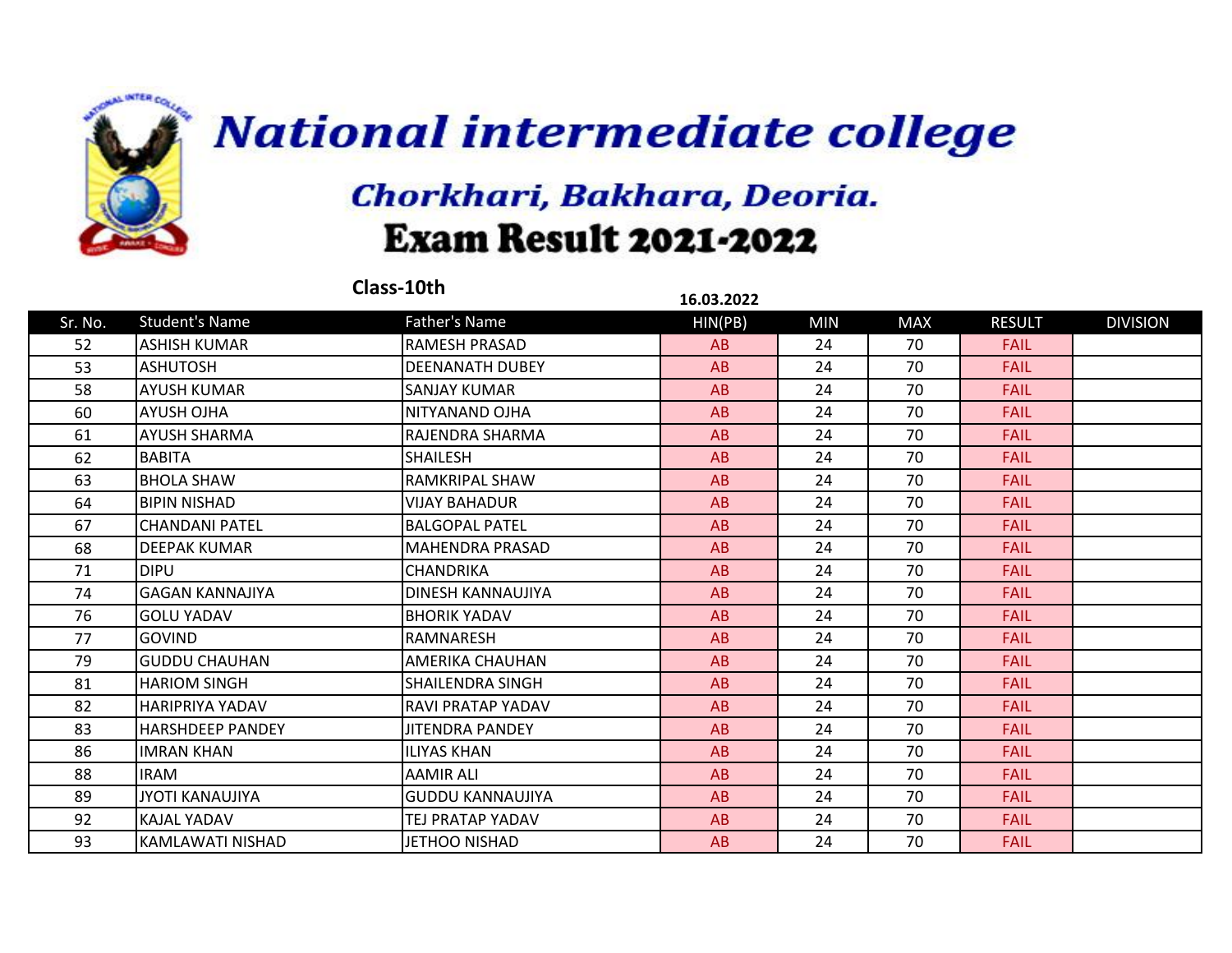# National intermediate college

## Chorkhari, Bakhara, Deoria.

## Exam Result 2021-2022

**Class-10th**

**16.03.2022**

| Sr. No. | Student's Name | Father's Name | HIN(PB) | MIN | MAX | RESULT | DIVISION |
|---|---|---|---|---|---|---|---|
| 52 | ASHISH KUMAR | RAMESH PRASAD | AB | 24 | 70 | FAIL | |
| 53 | ASHUTOSH | DEENANATH DUBEY | AB | 24 | 70 | FAIL | |
| 58 | AYUSH KUMAR | SANJAY KUMAR | AB | 24 | 70 | FAIL | |
| 60 | AYUSH OJHA | NITYANAND OJHA | AB | 24 | 70 | FAIL | |
| 61 | AYUSH SHARMA | RAJENDRA SHARMA | AB | 24 | 70 | FAIL | |
| 62 | BABITA | SHAILESH | AB | 24 | 70 | FAIL | |
| 63 | BHOLA SHAW | RAMKRIPAL SHAW | AB | 24 | 70 | FAIL | |
| 64 | BIPIN NISHAD | VIJAY BAHADUR | AB | 24 | 70 | FAIL | |
| 67 | CHANDANI PATEL | BALGOPAL PATEL | AB | 24 | 70 | FAIL | |
| 68 | DEEPAK KUMAR | MAHENDRA PRASAD | AB | 24 | 70 | FAIL | |
| 71 | DIPU | CHANDRIKA | AB | 24 | 70 | FAIL | |
| 74 | GAGAN KANNAJIYA | DINESH KANNAUJIYA | AB | 24 | 70 | FAIL | |
| 76 | GOLU YADAV | BHORIK YADAV | AB | 24 | 70 | FAIL | |
| 77 | GOVIND | RAMNARESH | AB | 24 | 70 | FAIL | |
| 79 | GUDDU CHAUHAN | AMERIKA CHAUHAN | AB | 24 | 70 | FAIL | |
| 81 | HARIOM SINGH | SHAILENDRA SINGH | AB | 24 | 70 | FAIL | |
| 82 | HARIPRIYA YADAV | RAVI PRATAP YADAV | AB | 24 | 70 | FAIL | |
| 83 | HARSHDEEP PANDEY | JITENDRA PANDEY | AB | 24 | 70 | FAIL | |
| 86 | IMRAN KHAN | ILIYAS KHAN | AB | 24 | 70 | FAIL | |
| 88 | IRAM | AAMIR ALI | AB | 24 | 70 | FAIL | |
| 89 | JYOTI KANAUJIYA | GUDDU KANNAUJIYA | AB | 24 | 70 | FAIL | |
| 92 | KAJAL YADAV | TEJ PRATAP YADAV | AB | 24 | 70 | FAIL | |
| 93 | KAMLAWATI NISHAD | JETHOO NISHAD | AB | 24 | 70 | FAIL | |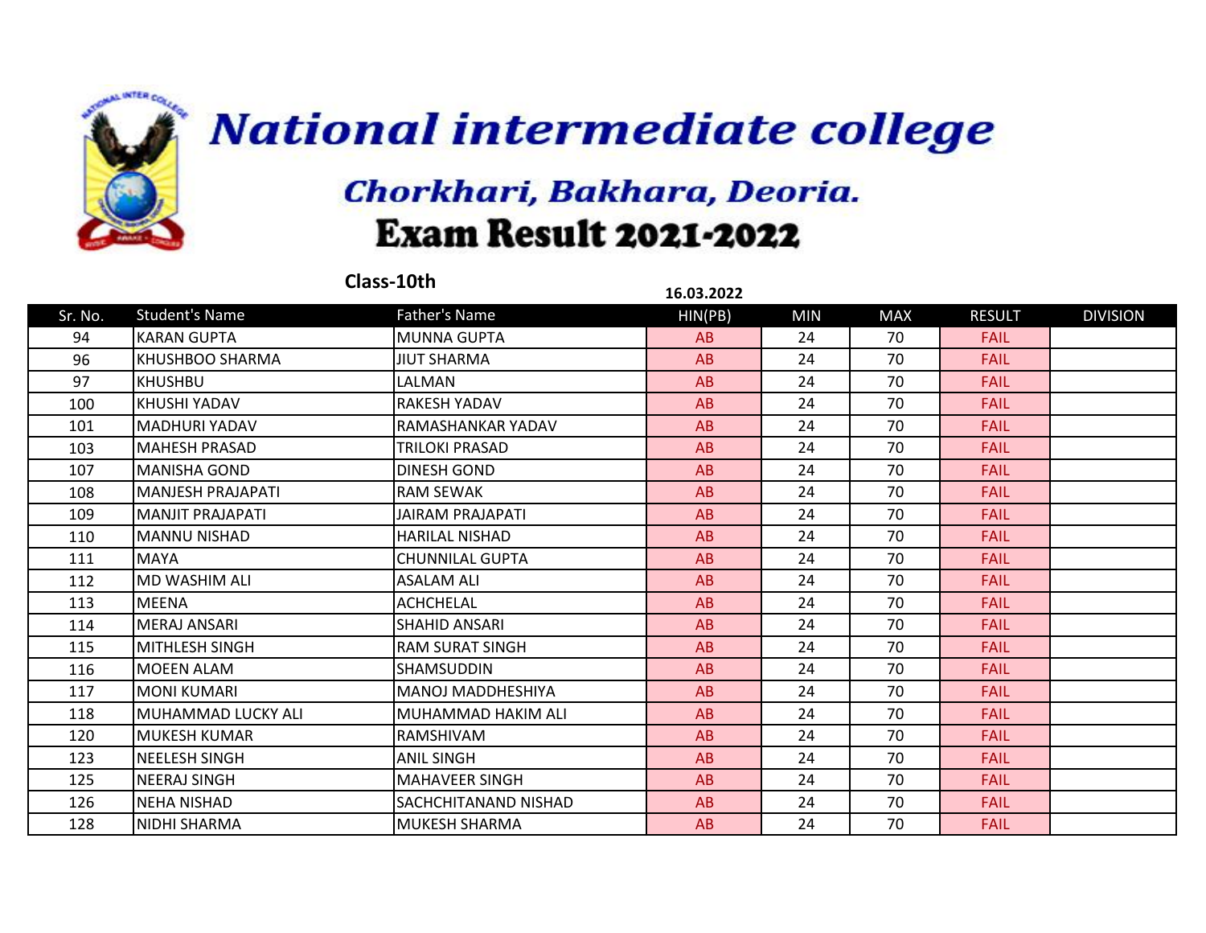# National intermediate college

## Chorkhari, Bakhara, Deoria.

## Exam Result 2021-2022

**Class-10th**

**16.03.2022**

| Sr. No. | Student's Name | Father's Name | HIN(PB) | MIN | MAX | RESULT | DIVISION |
|---|---|---|---|---|---|---|---|
| 94 | KARAN GUPTA | MUNNA GUPTA | AB | 24 | 70 | FAIL | |
| 96 | KHUSHBOO SHARMA | JIUT SHARMA | AB | 24 | 70 | FAIL | |
| 97 | KHUSHBU | LALMAN | AB | 24 | 70 | FAIL | |
| 100 | KHUSHI YADAV | RAKESH YADAV | AB | 24 | 70 | FAIL | |
| 101 | MADHURI YADAV | RAMASHANKAR YADAV | AB | 24 | 70 | FAIL | |
| 103 | MAHESH PRASAD | TRILOKI PRASAD | AB | 24 | 70 | FAIL | |
| 107 | MANISHA GOND | DINESH GOND | AB | 24 | 70 | FAIL | |
| 108 | MANJESH PRAJAPATI | RAM SEWAK | AB | 24 | 70 | FAIL | |
| 109 | MANJIT PRAJAPATI | JAIRAM PRAJAPATI | AB | 24 | 70 | FAIL | |
| 110 | MANNU NISHAD | HARILAL NISHAD | AB | 24 | 70 | FAIL | |
| 111 | MAYA | CHUNNILAL GUPTA | AB | 24 | 70 | FAIL | |
| 112 | MD WASHIM ALI | ASALAM ALI | AB | 24 | 70 | FAIL | |
| 113 | MEENA | ACHCHELAL | AB | 24 | 70 | FAIL | |
| 114 | MERAJ ANSARI | SHAHID ANSARI | AB | 24 | 70 | FAIL | |
| 115 | MITHLESH SINGH | RAM SURAT SINGH | AB | 24 | 70 | FAIL | |
| 116 | MOEEN ALAM | SHAMSUDDIN | AB | 24 | 70 | FAIL | |
| 117 | MONI KUMARI | MANOJ MADDHESHIYA | AB | 24 | 70 | FAIL | |
| 118 | MUHAMMAD LUCKY ALI | MUHAMMAD HAKIM ALI | AB | 24 | 70 | FAIL | |
| 120 | MUKESH KUMAR | RAMSHIVAM | AB | 24 | 70 | FAIL | |
| 123 | NEELESH SINGH | ANIL SINGH | AB | 24 | 70 | FAIL | |
| 125 | NEERAJ SINGH | MAHAVEER SINGH | AB | 24 | 70 | FAIL | |
| 126 | NEHA NISHAD | SACHCHITANAND NISHAD | AB | 24 | 70 | FAIL | |
| 128 | NIDHI SHARMA | MUKESH SHARMA | AB | 24 | 70 | FAIL | |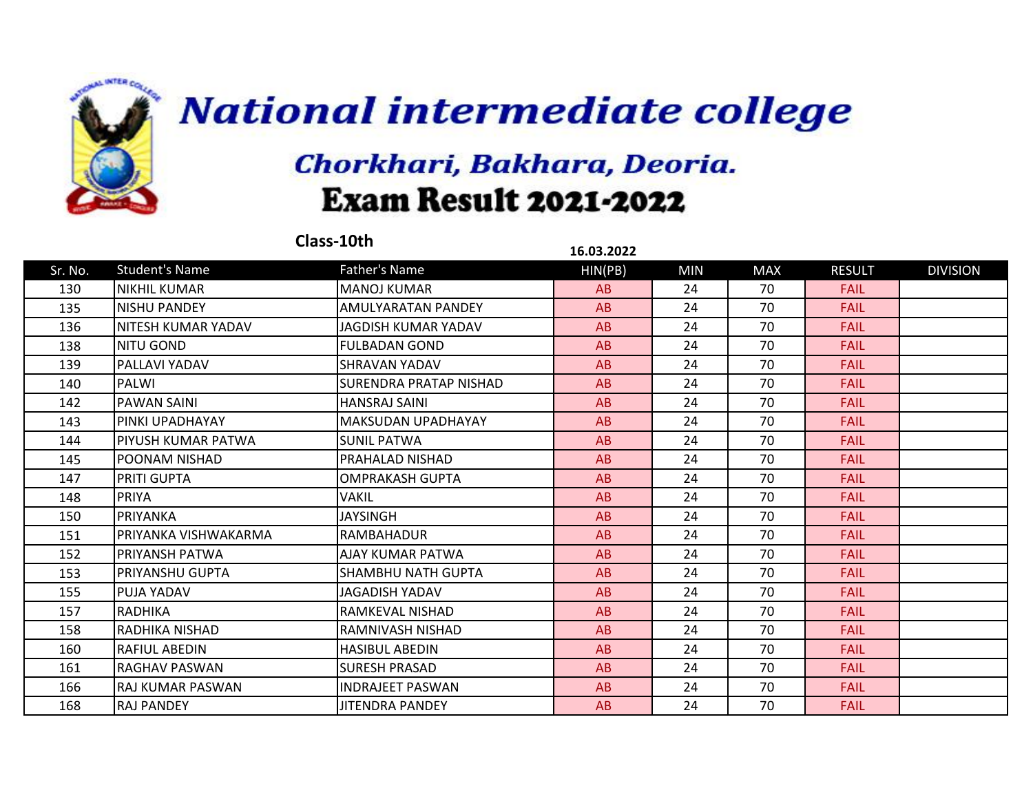# National intermediate college

## Chorkhari, Bakhara, Deoria.

## Exam Result 2021-2022

**Class-10th**

**16.03.2022**

| Sr. No. | Student's Name | Father's Name | HIN(PB) | MIN | MAX | RESULT | DIVISION |
|---|---|---|---|---|---|---|---|
| 130 | NIKHIL KUMAR | MANOJ KUMAR | AB | 24 | 70 | FAIL | |
| 135 | NISHU PANDEY | AMULYARATAN PANDEY | AB | 24 | 70 | FAIL | |
| 136 | NITESH KUMAR YADAV | JAGDISH KUMAR YADAV | AB | 24 | 70 | FAIL | |
| 138 | NITU GOND | FULBADAN GOND | AB | 24 | 70 | FAIL | |
| 139 | PALLAVI YADAV | SHRAVAN YADAV | AB | 24 | 70 | FAIL | |
| 140 | PALWI | SURENDRA PRATAP NISHAD | AB | 24 | 70 | FAIL | |
| 142 | PAWAN SAINI | HANSRAJ SAINI | AB | 24 | 70 | FAIL | |
| 143 | PINKI UPADHAYAY | MAKSUDAN UPADHAYAY | AB | 24 | 70 | FAIL | |
| 144 | PIYUSH KUMAR PATWA | SUNIL PATWA | AB | 24 | 70 | FAIL | |
| 145 | POONAM NISHAD | PRAHALAD NISHAD | AB | 24 | 70 | FAIL | |
| 147 | PRITI GUPTA | OMPRAKASH GUPTA | AB | 24 | 70 | FAIL | |
| 148 | PRIYA | VAKIL | AB | 24 | 70 | FAIL | |
| 150 | PRIYANKA | JAYSINGH | AB | 24 | 70 | FAIL | |
| 151 | PRIYANKA VISHWAKARMA | RAMBAHADUR | AB | 24 | 70 | FAIL | |
| 152 | PRIYANSH PATWA | AJAY KUMAR PATWA | AB | 24 | 70 | FAIL | |
| 153 | PRIYANSHU GUPTA | SHAMBHU NATH GUPTA | AB | 24 | 70 | FAIL | |
| 155 | PUJA YADAV | JAGADISH YADAV | AB | 24 | 70 | FAIL | |
| 157 | RADHIKA | RAMKEVAL NISHAD | AB | 24 | 70 | FAIL | |
| 158 | RADHIKA NISHAD | RAMNIVASH NISHAD | AB | 24 | 70 | FAIL | |
| 160 | RAFIUL ABEDIN | HASIBUL ABEDIN | AB | 24 | 70 | FAIL | |
| 161 | RAGHAV PASWAN | SURESH PRASAD | AB | 24 | 70 | FAIL | |
| 166 | RAJ KUMAR PASWAN | INDRAJEET PASWAN | AB | 24 | 70 | FAIL | |
| 168 | RAJ PANDEY | JITENDRA PANDEY | AB | 24 | 70 | FAIL | |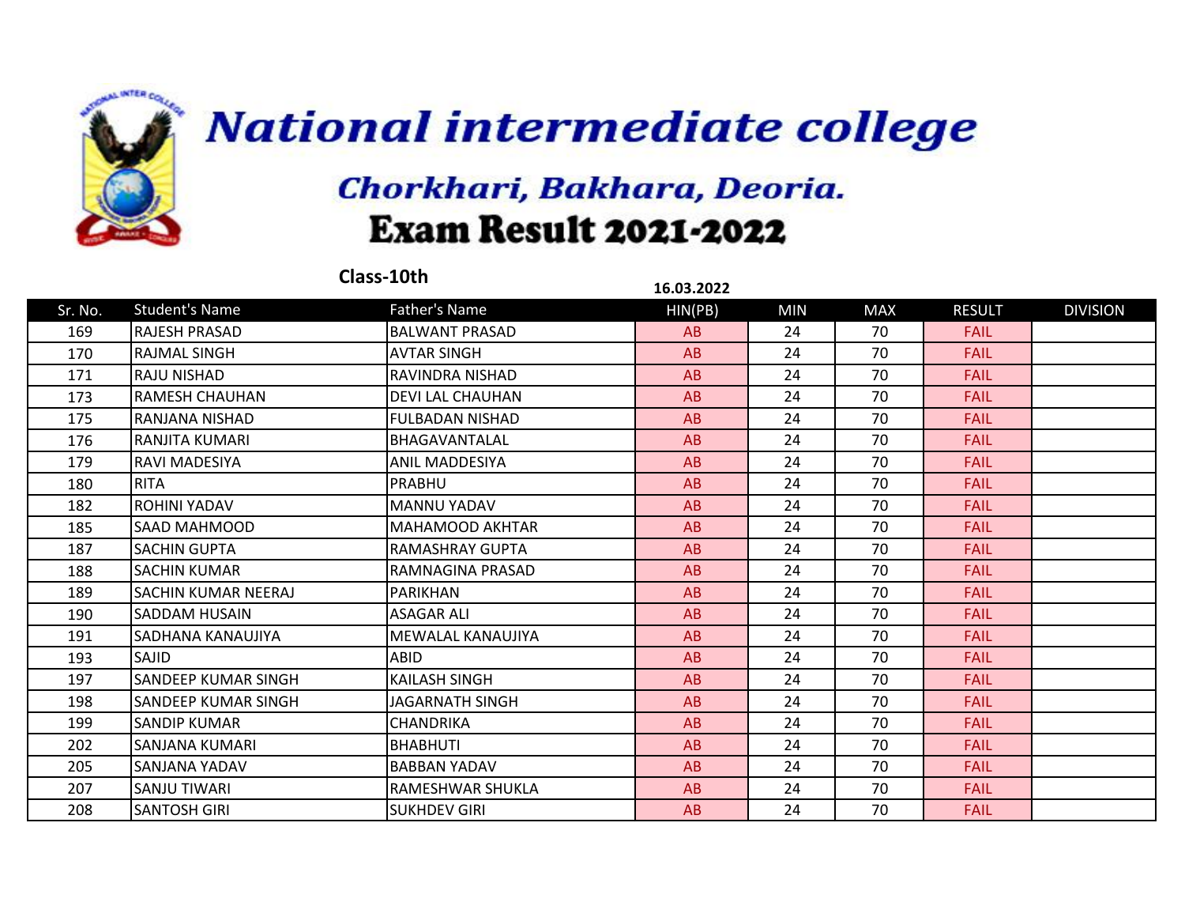# National intermediate college

## Chorkhari, Bakhara, Deoria.

## Exam Result 2021-2022

**Class-10th**

**16.03.2022**

| Sr. No. | Student's Name | Father's Name | HIN(PB) | MIN | MAX | RESULT | DIVISION |
|---|---|---|---|---|---|---|---|
| 169 | RAJESH PRASAD | BALWANT PRASAD | AB | 24 | 70 | FAIL | |
| 170 | RAJMAL SINGH | AVTAR SINGH | AB | 24 | 70 | FAIL | |
| 171 | RAJU NISHAD | RAVINDRA NISHAD | AB | 24 | 70 | FAIL | |
| 173 | RAMESH CHAUHAN | DEVI LAL CHAUHAN | AB | 24 | 70 | FAIL | |
| 175 | RANJANA NISHAD | FULBADAN NISHAD | AB | 24 | 70 | FAIL | |
| 176 | RANJITA KUMARI | BHAGAVANTALAL | AB | 24 | 70 | FAIL | |
| 179 | RAVI MADESIYA | ANIL MADDESIYA | AB | 24 | 70 | FAIL | |
| 180 | RITA | PRABHU | AB | 24 | 70 | FAIL | |
| 182 | ROHINI YADAV | MANNU YADAV | AB | 24 | 70 | FAIL | |
| 185 | SAAD MAHMOOD | MAHAMOOD AKHTAR | AB | 24 | 70 | FAIL | |
| 187 | SACHIN GUPTA | RAMASHRAY GUPTA | AB | 24 | 70 | FAIL | |
| 188 | SACHIN KUMAR | RAMNAGINA PRASAD | AB | 24 | 70 | FAIL | |
| 189 | SACHIN KUMAR NEERAJ | PARIKHAN | AB | 24 | 70 | FAIL | |
| 190 | SADDAM HUSAIN | ASAGAR ALI | AB | 24 | 70 | FAIL | |
| 191 | SADHANA KANAUJIYA | MEWALAL KANAUJIYA | AB | 24 | 70 | FAIL | |
| 193 | SAJID | ABID | AB | 24 | 70 | FAIL | |
| 197 | SANDEEP KUMAR SINGH | KAILASH SINGH | AB | 24 | 70 | FAIL | |
| 198 | SANDEEP KUMAR SINGH | JAGARNATH SINGH | AB | 24 | 70 | FAIL | |
| 199 | SANDIP KUMAR | CHANDRIKA | AB | 24 | 70 | FAIL | |
| 202 | SANJANA KUMARI | BHABHUTI | AB | 24 | 70 | FAIL | |
| 205 | SANJANA YADAV | BABBAN YADAV | AB | 24 | 70 | FAIL | |
| 207 | SANJU TIWARI | RAMESHWAR SHUKLA | AB | 24 | 70 | FAIL | |
| 208 | SANTOSH GIRI | SUKHDEV GIRI | AB | 24 | 70 | FAIL | |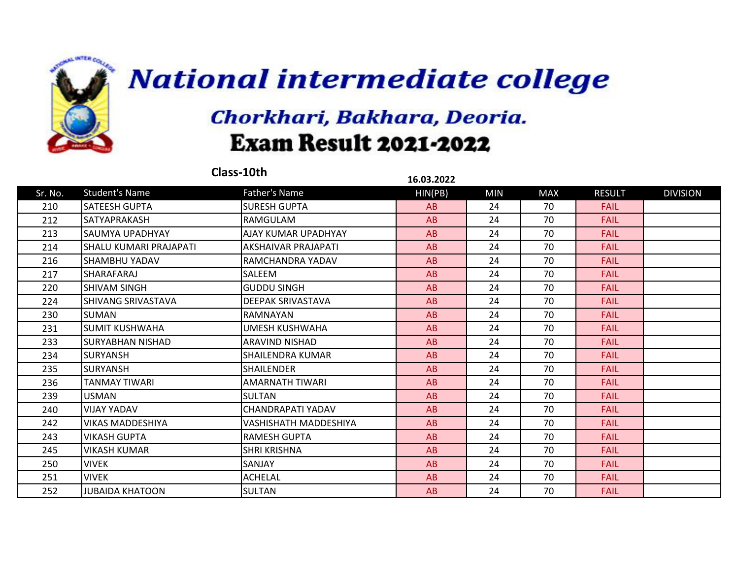# National intermediate college

## Chorkhari, Bakhara, Deoria.

## Exam Result 2021-2022

**Class-10th**

**16.03.2022**

| Sr. No. | Student's Name | Father's Name | HIN(PB) | MIN | MAX | RESULT | DIVISION |
|---|---|---|---|---|---|---|---|
| 210 | SATEESH GUPTA | SURESH GUPTA | AB | 24 | 70 | FAIL | |
| 212 | SATYAPRAKASH | RAMGULAM | AB | 24 | 70 | FAIL | |
| 213 | SAUMYA UPADHYAY | AJAY KUMAR UPADHYAY | AB | 24 | 70 | FAIL | |
| 214 | SHALU KUMARI PRAJAPATI | AKSHAIVAR PRAJAPATI | AB | 24 | 70 | FAIL | |
| 216 | SHAMBHU YADAV | RAMCHANDRA YADAV | AB | 24 | 70 | FAIL | |
| 217 | SHARAFARAJ | SALEEM | AB | 24 | 70 | FAIL | |
| 220 | SHIVAM SINGH | GUDDU SINGH | AB | 24 | 70 | FAIL | |
| 224 | SHIVANG SRIVASTAVA | DEEPAK SRIVASTAVA | AB | 24 | 70 | FAIL | |
| 230 | SUMAN | RAMNAYAN | AB | 24 | 70 | FAIL | |
| 231 | SUMIT KUSHWAHA | UMESH KUSHWAHA | AB | 24 | 70 | FAIL | |
| 233 | SURYABHAN NISHAD | ARAVIND NISHAD | AB | 24 | 70 | FAIL | |
| 234 | SURYANSH | SHAILENDRA KUMAR | AB | 24 | 70 | FAIL | |
| 235 | SURYANSH | SHAILENDER | AB | 24 | 70 | FAIL | |
| 236 | TANMAY TIWARI | AMARNATH TIWARI | AB | 24 | 70 | FAIL | |
| 239 | USMAN | SULTAN | AB | 24 | 70 | FAIL | |
| 240 | VIJAY YADAV | CHANDRAPATI YADAV | AB | 24 | 70 | FAIL | |
| 242 | VIKAS MADDESHIYA | VASHISHATH MADDESHIYA | AB | 24 | 70 | FAIL | |
| 243 | VIKASH GUPTA | RAMESH GUPTA | AB | 24 | 70 | FAIL | |
| 245 | VIKASH KUMAR | SHRI KRISHNA | AB | 24 | 70 | FAIL | |
| 250 | VIVEK | SANJAY | AB | 24 | 70 | FAIL | |
| 251 | VIVEK | ACHELAL | AB | 24 | 70 | FAIL | |
| 252 | JUBAIDA KHATOON | SULTAN | AB | 24 | 70 | FAIL | |